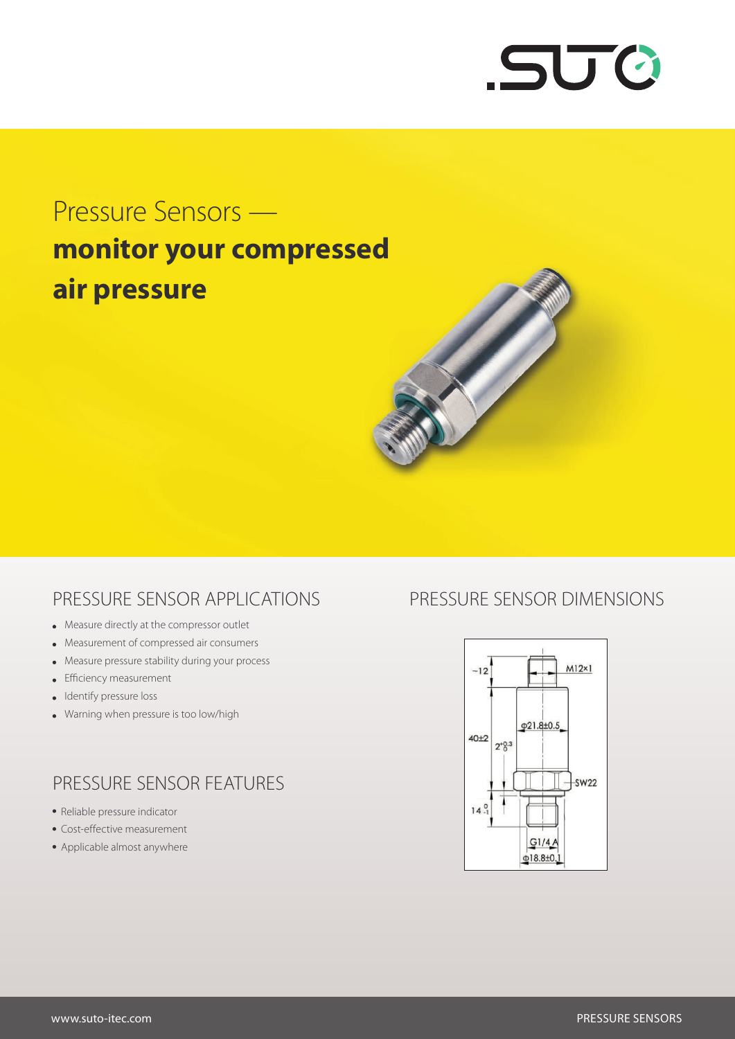# Pressure Sensors — **monitor your compressed air pressure**

## PRESSURE SENSOR APPLICATIONS

- Measure directly at the compressor outlet
- Measurement of compressed air consumers
- Measure pressure stability during your process
- Efficiency measurement
- Identify pressure loss
- Warning when pressure is too low/high

## PRESSURE SENSOR FEATURES

- Reliable pressure indicator
- Cost-effective measurement
- Applicable almost anywhere

## PRESSURE SENSOR DIMENSIONS

~12

M12×1

Φ21.8±0.5

40±2

$2^{+0.3}_{0}$

SW22

$14^{0}_{-1}$

G1/4 A

Φ18.8±0.1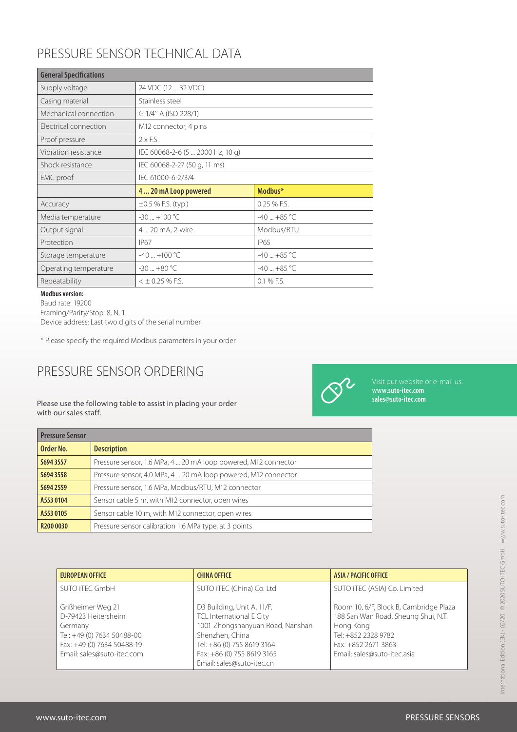# PRESSURE SENSOR TECHNICAL DATA

| General Specifications | | |
|---|---|---|
| Supply voltage | 24 VDC (12 ... 32 VDC) | |
| Casing material | Stainless steel | |
| Mechanical connection | G 1/4" A (ISO 228/1) | |
| Electrical connection | M12 connector, 4 pins | |
| Proof pressure | 2 x F.S. | |
| Vibration resistance | IEC 60068-2-6 (5 ... 2000 Hz, 10 g) | |
| Shock resistance | IEC 60068-2-27 (50 g, 11 ms) | |
| EMC proof | IEC 61000-6-2/3/4 | |
| | **4 ... 20 mA Loop powered** | **Modbus*** |
| Accuracy | ±0.5 % F.S. (typ.) | 0.25 % F.S. |
| Media temperature | -30 ... +100 °C | -40 ... +85 °C |
| Output signal | 4 ... 20 mA, 2-wire | Modbus/RTU |
| Protection | IP67 | IP65 |
| Storage temperature | -40 ... +100 °C | -40 ... +85 °C |
| Operating temperature | -30 ... +80 °C | -40 ... +85 °C |
| Repeatability | < ± 0.25 % F.S. | 0.1 % F.S. |

**Modbus version:**
Baud rate: 19200
Framing/Parity/Stop: 8, N, 1
Device address: Last two digits of the serial number

* Please specify the required Modbus parameters in your order.

# PRESSURE SENSOR ORDERING

Visit our website or e-mail us:
**www.suto-itec.com**
**sales@suto-itec.com**

Please use the following table to assist in placing your order with our sales staff.

| Pressure Sensor | |
|---|---|
| **Order No.** | **Description** |
| **S694 3557** | Pressure sensor, 1.6 MPa, 4 ... 20 mA loop powered, M12 connector |
| **S694 3558** | Pressure sensor, 4.0 MPa, 4 ... 20 mA loop powered, M12 connector |
| **S694 2559** | Pressure sensor, 1.6 MPa, Modbus/RTU, M12 connector |
| **A553 0104** | Sensor cable 5 m, with M12 connector, open wires |
| **A553 0105** | Sensor cable 10 m, with M12 connector, open wires |
| **R200 0030** | Pressure sensor calibration 1.6 MPa type, at 3 points |

| EUROPEAN OFFICE | CHINA OFFICE | ASIA / PACIFIC OFFICE |
|---|---|---|
| SUTO iTEC GmbH | SUTO iTEC (China) Co. Ltd | SUTO iTEC (ASIA) Co. Limited |
| Grißheimer Weg 21<br>D-79423 Heitersheim<br>Germany<br>Tel: +49 (0) 7634 50488-00<br>Fax: +49 (0) 7634 50488-19<br>Email: sales@suto-itec.com | D3 Building, Unit A, 11/F,<br>TCL International E City<br>1001 Zhongshanyuan Road, Nanshan<br>Shenzhen, China<br>Tel: +86 (0) 755 8619 3164<br>Fax: +86 (0) 755 8619 3165<br>Email: sales@suto-itec.cn | Room 10, 6/F, Block B, Cambridge Plaza<br>188 San Wan Road, Sheung Shui, N.T.<br>Hong Kong<br>Tel: +852 2328 9782<br>Fax: +852 2671 3863<br>Email: sales@suto-itec.asia |

International Edition (EN) - 02/20 © 2020 SUTO iTEC GmbH. www.suto-itec.com